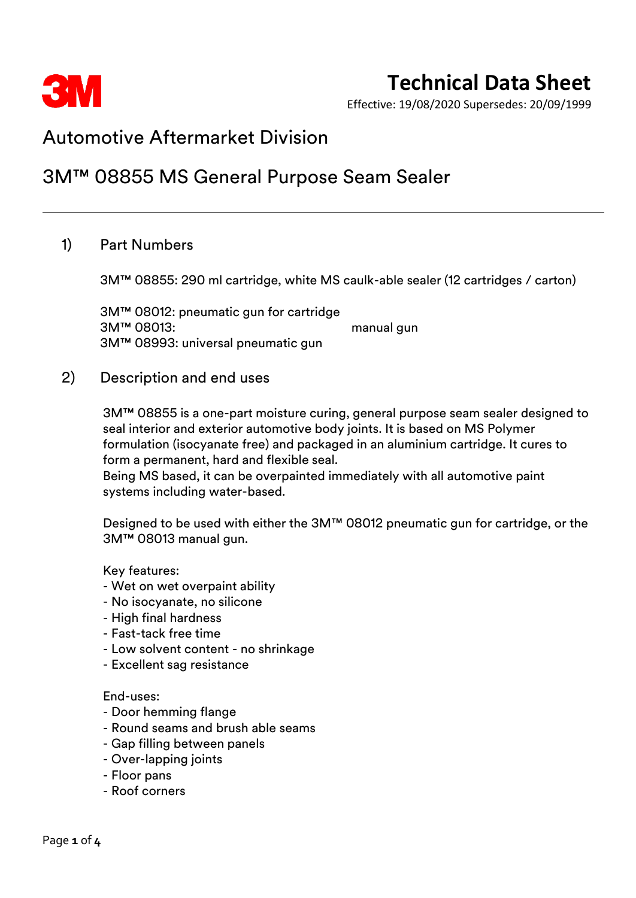3M

# Technical Data Sheet

Effective: 19/08/2020 Supersedes: 20/09/1999

## Automotive Aftermarket Division

## 3M™ 08855 MS General Purpose Seam Sealer

---

### 1) Part Numbers

3M™ 08855: 290 ml cartridge, white MS caulk-able sealer (12 cartridges / carton)

3M™ 08012: pneumatic gun for cartridge
3M™ 08013: manual gun
3M™ 08993: universal pneumatic gun

### 2) Description and end uses

3M™ 08855 is a one-part moisture curing, general purpose seam sealer designed to seal interior and exterior automotive body joints. It is based on MS Polymer formulation (isocyanate free) and packaged in an aluminium cartridge. It cures to form a permanent, hard and flexible seal.
Being MS based, it can be overpainted immediately with all automotive paint systems including water-based.

Designed to be used with either the 3M™ 08012 pneumatic gun for cartridge, or the 3M™ 08013 manual gun.

Key features:
- Wet on wet overpaint ability
- No isocyanate, no silicone
- High final hardness
- Fast-tack free time
- Low solvent content - no shrinkage
- Excellent sag resistance

End-uses:
- Door hemming flange
- Round seams and brush able seams
- Gap filling between panels
- Over-lapping joints
- Floor pans
- Roof corners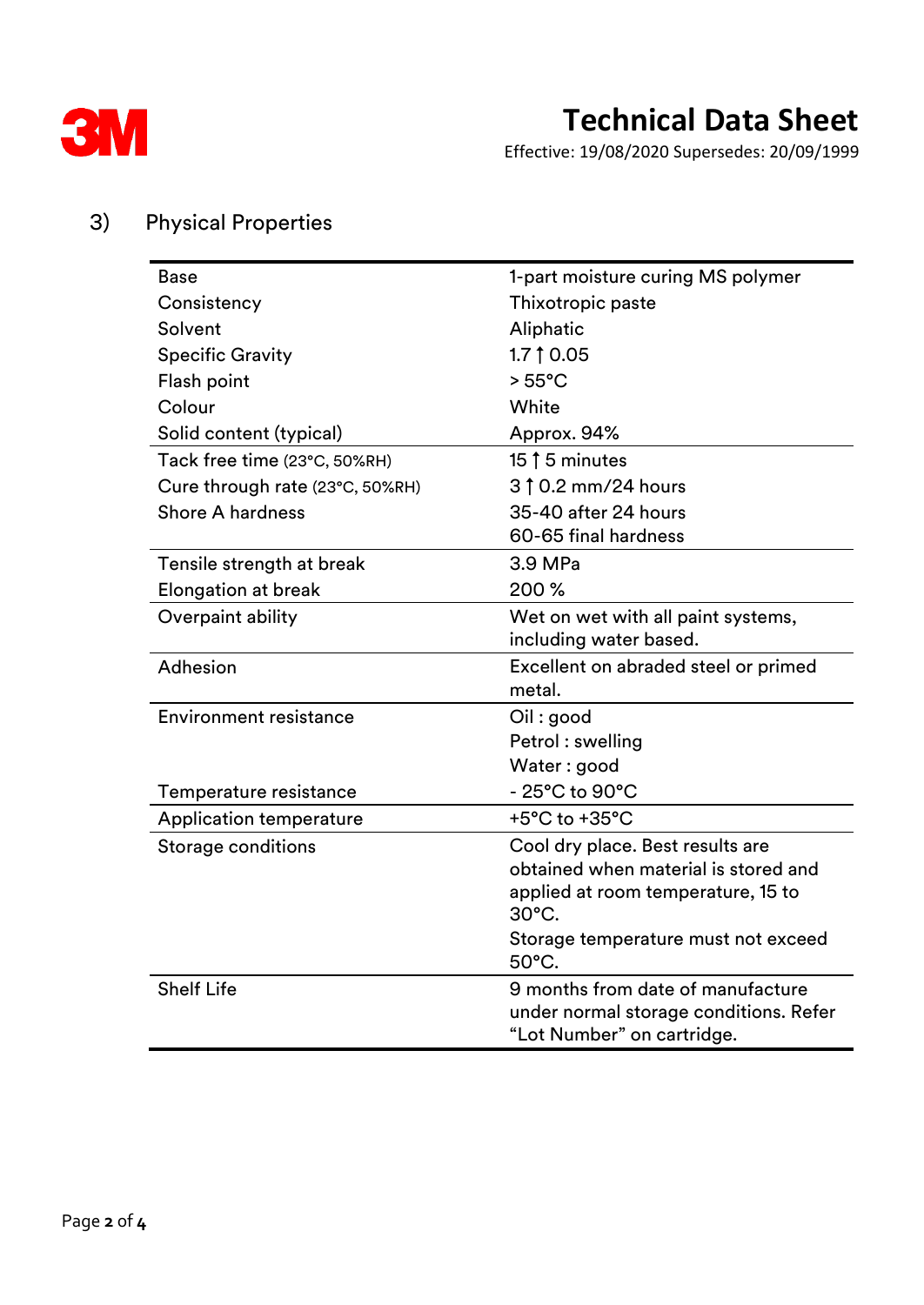# Technical Data Sheet

Effective: 19/08/2020 Supersedes: 20/09/1999

## 3) Physical Properties

| | |
|---|---|
| Base | 1-part moisture curing MS polymer |
| Consistency | Thixotropic paste |
| Solvent | Aliphatic |
| Specific Gravity | 1.7 ↑ 0.05 |
| Flash point | > 55°C |
| Colour | White |
| Solid content (typical) | Approx. 94% |
| Tack free time (23°C, 50%RH) | 15 ↑ 5 minutes |
| Cure through rate (23°C, 50%RH) | 3 ↑ 0.2 mm/24 hours |
| Shore A hardness | 35-40 after 24 hours<br>60-65 final hardness |
| Tensile strength at break | 3.9 MPa |
| Elongation at break | 200 % |
| Overpaint ability | Wet on wet with all paint systems, including water based. |
| Adhesion | Excellent on abraded steel or primed metal. |
| Environment resistance | Oil : good<br>Petrol : swelling<br>Water : good |
| Temperature resistance | - 25°C to 90°C |
| Application temperature | +5°C to +35°C |
| Storage conditions | Cool dry place. Best results are obtained when material is stored and applied at room temperature, 15 to 30°C.<br>Storage temperature must not exceed 50°C. |
| Shelf Life | 9 months from date of manufacture under normal storage conditions. Refer “Lot Number” on cartridge. |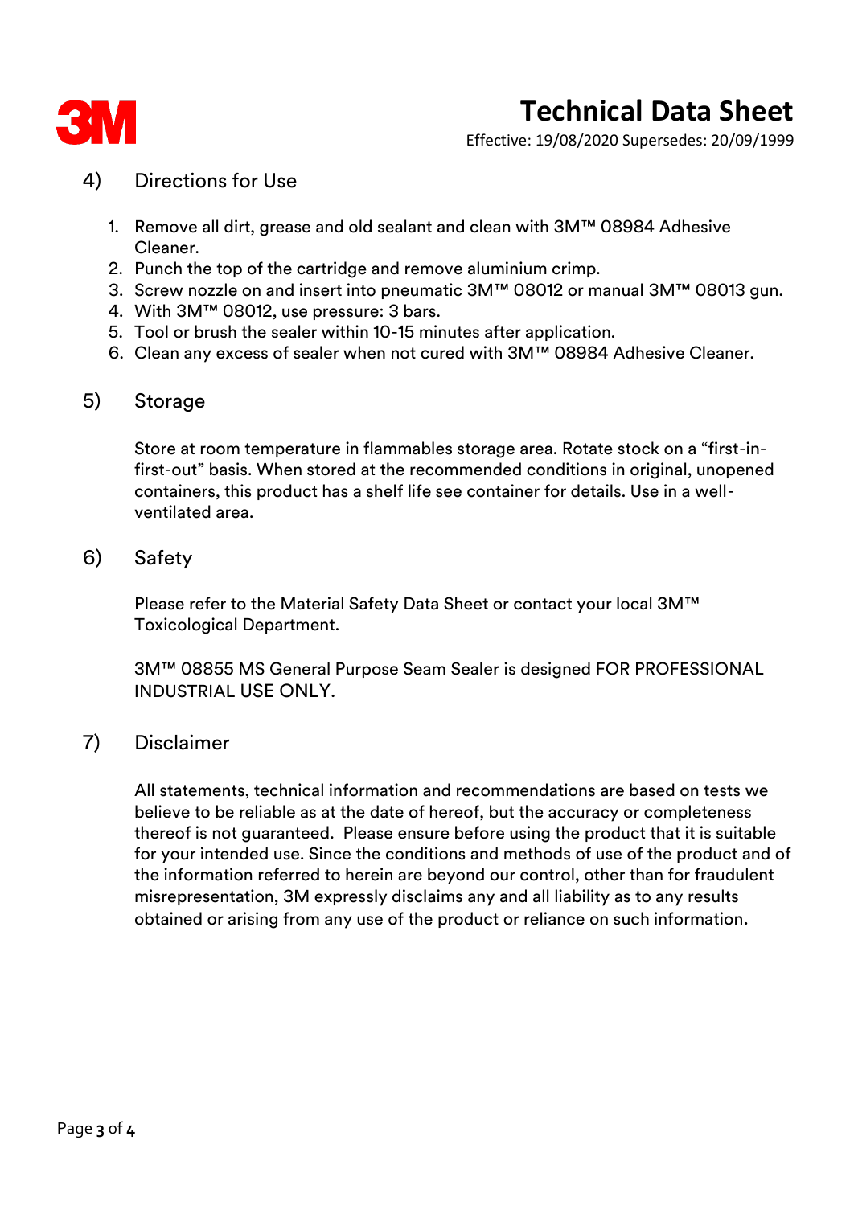## 4) Directions for Use

1. Remove all dirt, grease and old sealant and clean with 3M™ 08984 Adhesive Cleaner.
2. Punch the top of the cartridge and remove aluminium crimp.
3. Screw nozzle on and insert into pneumatic 3M™ 08012 or manual 3M™ 08013 gun.
4. With 3M™ 08012, use pressure: 3 bars.
5. Tool or brush the sealer within 10-15 minutes after application.
6. Clean any excess of sealer when not cured with 3M™ 08984 Adhesive Cleaner.

## 5) Storage

Store at room temperature in flammables storage area. Rotate stock on a "first-in-first-out" basis. When stored at the recommended conditions in original, unopened containers, this product has a shelf life see container for details. Use in a well-ventilated area.

## 6) Safety

Please refer to the Material Safety Data Sheet or contact your local 3M™ Toxicological Department.

3M™ 08855 MS General Purpose Seam Sealer is designed FOR PROFESSIONAL INDUSTRIAL USE ONLY.

## 7) Disclaimer

All statements, technical information and recommendations are based on tests we believe to be reliable as at the date of hereof, but the accuracy or completeness thereof is not guaranteed. Please ensure before using the product that it is suitable for your intended use. Since the conditions and methods of use of the product and of the information referred to herein are beyond our control, other than for fraudulent misrepresentation, 3M expressly disclaims any and all liability as to any results obtained or arising from any use of the product or reliance on such information.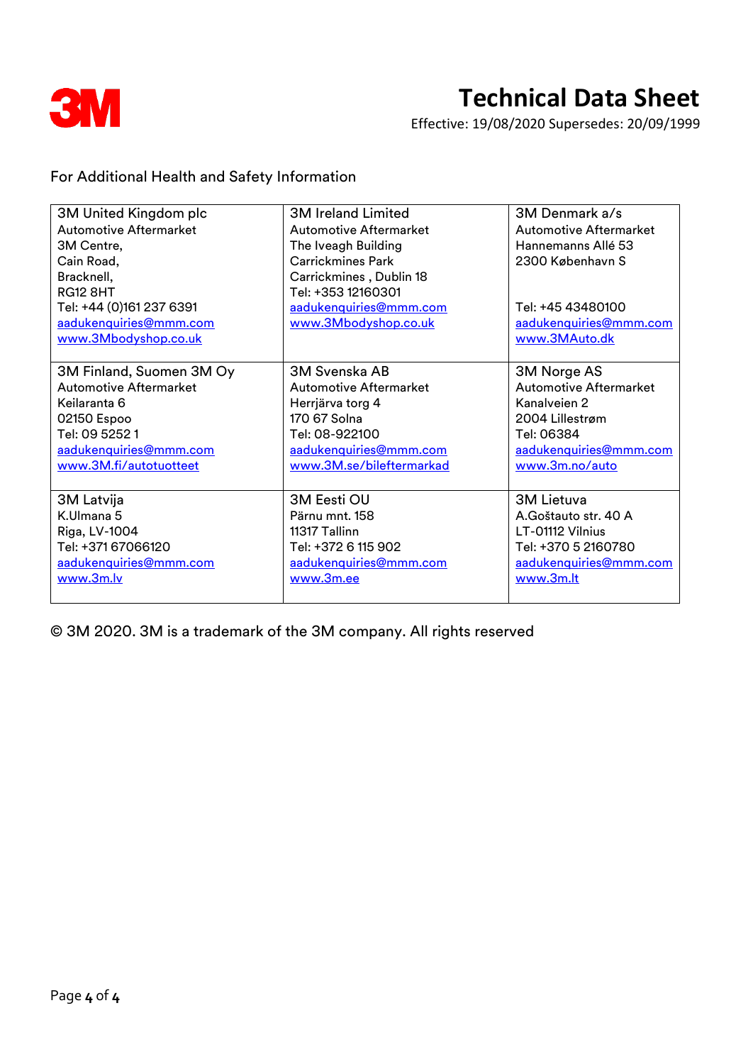# Technical Data Sheet

Effective: 19/08/2020 Supersedes: 20/09/1999

For Additional Health and Safety Information

| | | |
|---|---|---|
| 3M United Kingdom plc<br>Automotive Aftermarket<br>3M Centre,<br>Cain Road,<br>Bracknell,<br>RG12 8HT<br>Tel: +44 (0)161 237 6391<br>aadukenquiries@mmm.com<br>www.3Mbodyshop.co.uk | 3M Ireland Limited<br>Automotive Aftermarket<br>The Iveagh Building<br>Carrickmines Park<br>Carrickmines , Dublin 18<br>Tel: +353 12160301<br>aadukenquiries@mmm.com<br>www.3Mbodyshop.co.uk | 3M Denmark a/s<br>Automotive Aftermarket<br>Hannemanns Allé 53<br>2300 København S<br><br>Tel: +45 43480100<br>aadukenquiries@mmm.com<br>www.3MAuto.dk |
| 3M Finland, Suomen 3M Oy<br>Automotive Aftermarket<br>Keilaranta 6<br>02150 Espoo<br>Tel: 09 5252 1<br>aadukenquiries@mmm.com<br>www.3M.fi/autotuotteet | 3M Svenska AB<br>Automotive Aftermarket<br>Herrjärva torg 4<br>170 67 Solna<br>Tel: 08-922100<br>aadukenquiries@mmm.com<br>www.3M.se/bileftermarkad | 3M Norge AS<br>Automotive Aftermarket<br>Kanalveien 2<br>2004 Lillestrøm<br>Tel: 06384<br>aadukenquiries@mmm.com<br>www.3m.no/auto |
| 3M Latvija<br>K.Ulmana 5<br>Riga, LV-1004<br>Tel: +371 67066120<br>aadukenquiries@mmm.com<br>www.3m.lv | 3M Eesti OU<br>Pärnu mnt. 158<br>11317 Tallinn<br>Tel: +372 6 115 902<br>aadukenquiries@mmm.com<br>www.3m.ee | 3M Lietuva<br>A.Goštauto str. 40 A<br>LT-01112 Vilnius<br>Tel: +370 5 2160780<br>aadukenquiries@mmm.com<br>www.3m.lt |

© 3M 2020. 3M is a trademark of the 3M company. All rights reserved